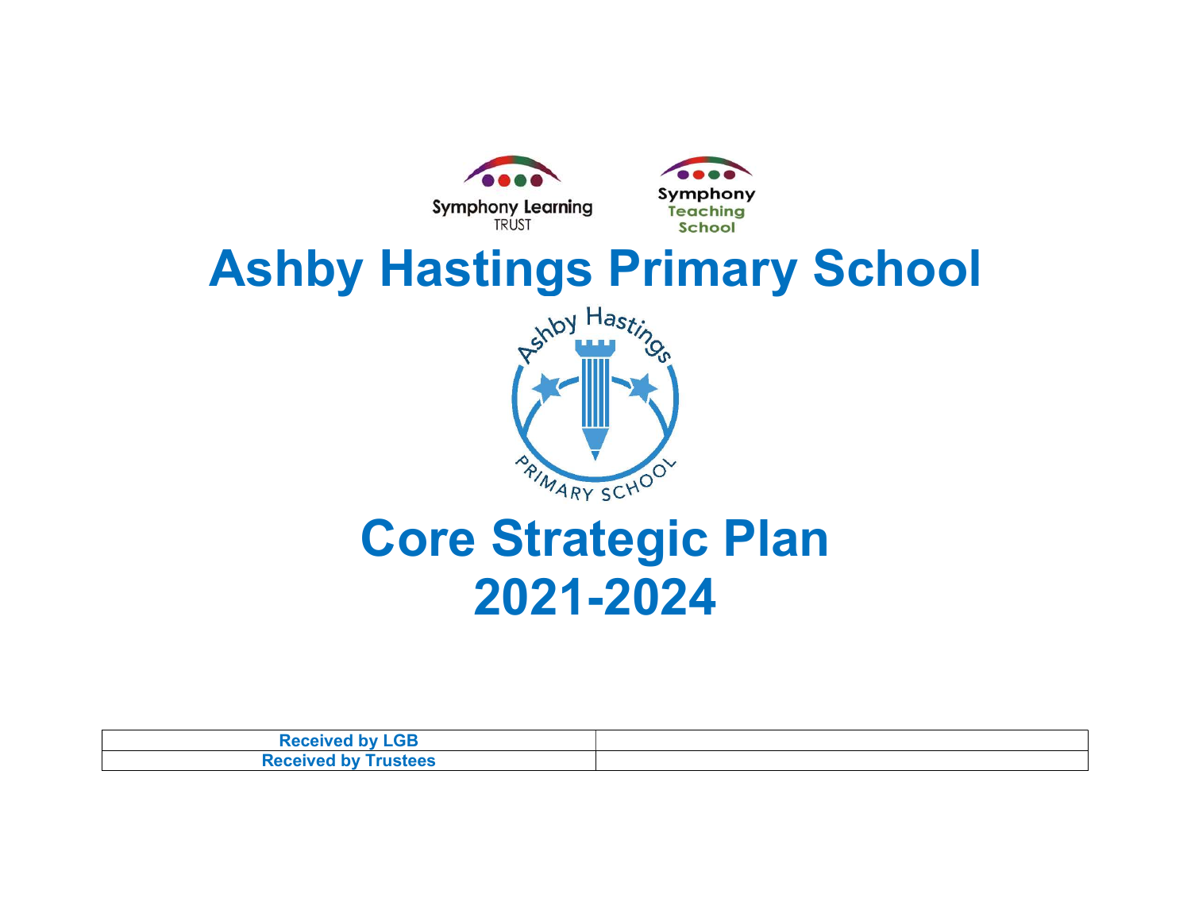Symphony Learning TRUST

Symphony Teaching School

# Ashby Hastings Primary School

# Core Strategic Plan 2021-2024

| Received by LGB | |
|---|---|
| Received by Trustees | |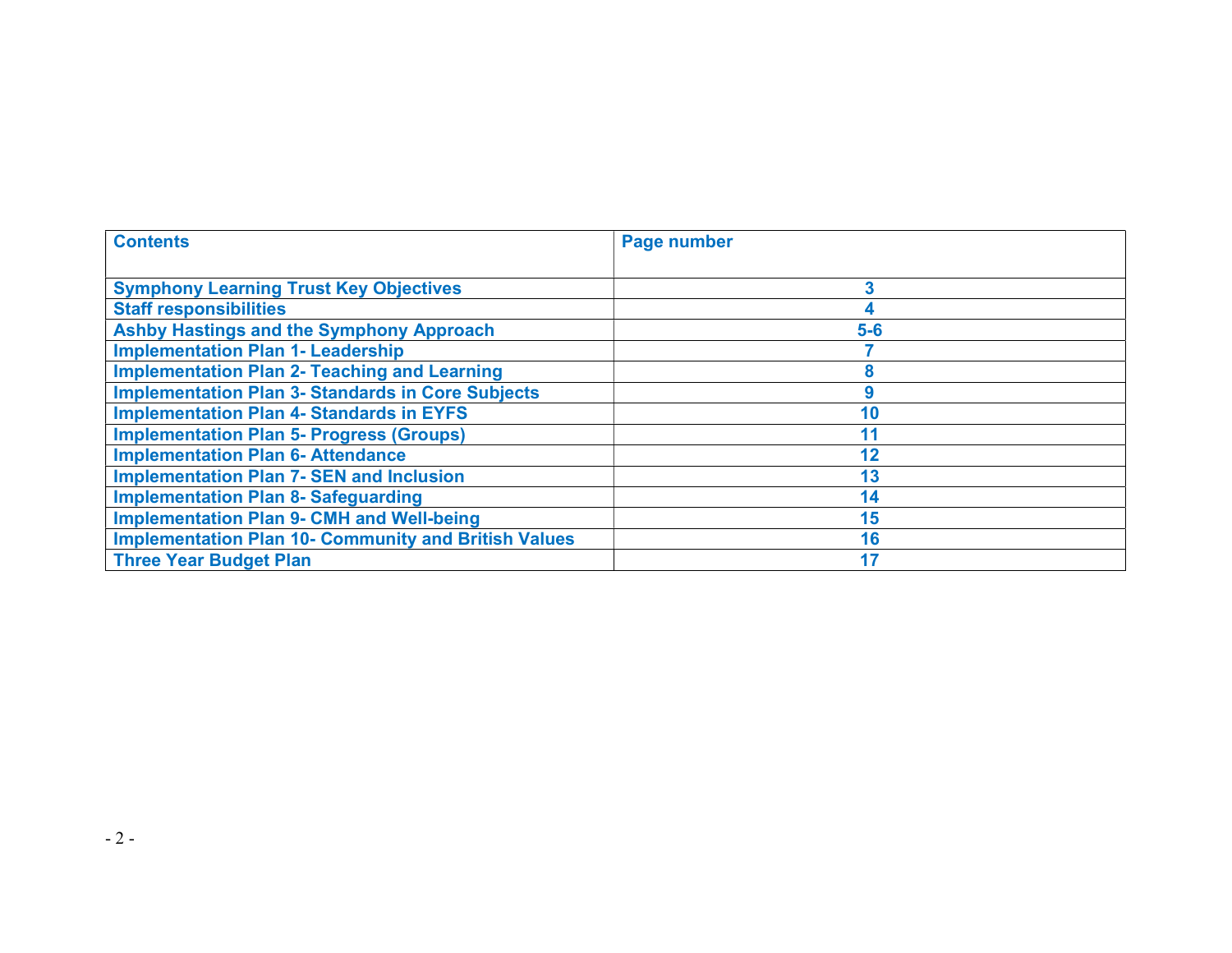| Contents | Page number |
|---|---|
| Symphony Learning Trust Key Objectives | 3 |
| Staff responsibilities | 4 |
| Ashby Hastings and the Symphony Approach | 5-6 |
| Implementation Plan 1- Leadership | 7 |
| Implementation Plan 2- Teaching and Learning | 8 |
| Implementation Plan 3- Standards in Core Subjects | 9 |
| Implementation Plan 4- Standards in EYFS | 10 |
| Implementation Plan 5- Progress (Groups) | 11 |
| Implementation Plan 6- Attendance | 12 |
| Implementation Plan 7- SEN and Inclusion | 13 |
| Implementation Plan 8- Safeguarding | 14 |
| Implementation Plan 9- CMH and Well-being | 15 |
| Implementation Plan 10- Community and British Values | 16 |
| Three Year Budget Plan | 17 |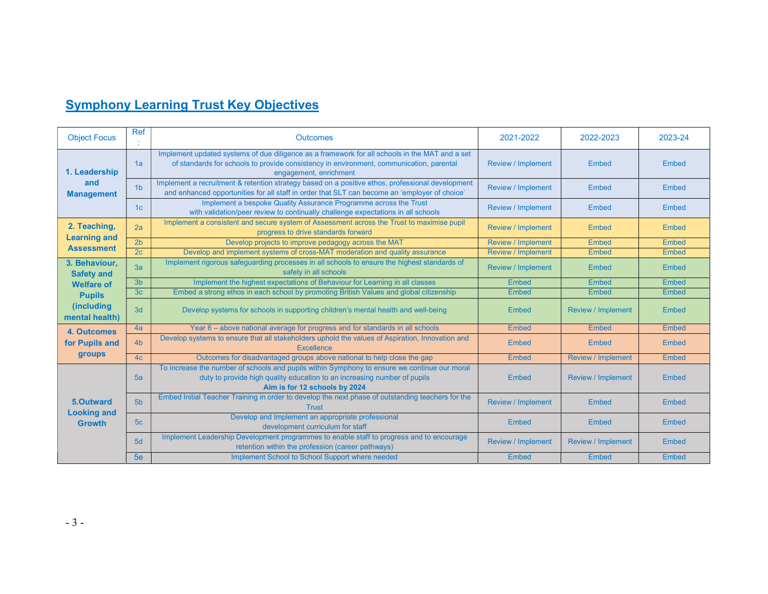## Symphony Learning Trust Key Objectives

| Object Focus | Ref: | Outcomes | 2021-2022 | 2022-2023 | 2023-24 |
|---|---|---|---|---|---|
| 1. Leadership and Management | 1a | Implement updated systems of due diligence as a framework for all schools in the MAT and a set of standards for schools to provide consistency in environment, communication, parental engagement, enrichment | Review / Implement | Embed | Embed |
| | 1b | Implement a recruitment & retention strategy based on a positive ethos, professional development and enhanced opportunities for all staff in order that SLT can become an 'employer of choice' | Review / Implement | Embed | Embed |
| | 1c | Implement a bespoke Quality Assurance Programme across the Trust with validation/peer review to continually challenge expectations in all schools | Review / Implement | Embed | Embed |
| 2. Teaching, Learning and Assessment | 2a | Implement a consistent and secure system of Assessment across the Trust to maximise pupil progress to drive standards forward | Review / Implement | Embed | Embed |
| | 2b | Develop projects to improve pedagogy across the MAT | Review / Implement | Embed | Embed |
| | 2c | Develop and implement systems of cross-MAT moderation and quality assurance | Review / Implement | Embed | Embed |
| 3. Behaviour, Safety and Welfare of Pupils (including mental health) | 3a | Implement rigorous safeguarding processes in all schools to ensure the highest standards of safety in all schools | Review / Implement | Embed | Embed |
| | 3b | Implement the highest expectations of Behaviour for Learning in all classes | Embed | Embed | Embed |
| | 3c | Embed a strong ethos in each school by promoting British Values and global citizenship | Embed | Embed | Embed |
| | 3d | Develop systems for schools in supporting children's mental health and well-being | Embed | Review / Implement | Embed |
| 4. Outcomes for Pupils and groups | 4a | Year 6 – above national average for progress and for standards in all schools | Embed | Embed | Embed |
| | 4b | Develop systems to ensure that all stakeholders uphold the values of Aspiration, Innovation and Excellence | Embed | Embed | Embed |
| | 4c | Outcomes for disadvantaged groups above national to help close the gap | Embed | Review / Implement | Embed |
| 5.Outward Looking and Growth | 5a | To increase the number of schools and pupils within Symphony to ensure we continue our moral duty to provide high quality education to an increasing number of pupils **Aim is for 12 schools by 2024** | Embed | Review / Implement | Embed |
| | 5b | Embed Initial Teacher Training in order to develop the next phase of outstanding teachers for the Trust | Review / Implement | Embed | Embed |
| | 5c | Develop and Implement an appropriate professional development curriculum for staff | Embed | Embed | Embed |
| | 5d | Implement Leadership Development programmes to enable staff to progress and to encourage retention within the profession (career pathways) | Review / Implement | Review / Implement | Embed |
| | 5e | Implement School to School Support where needed | Embed | Embed | Embed |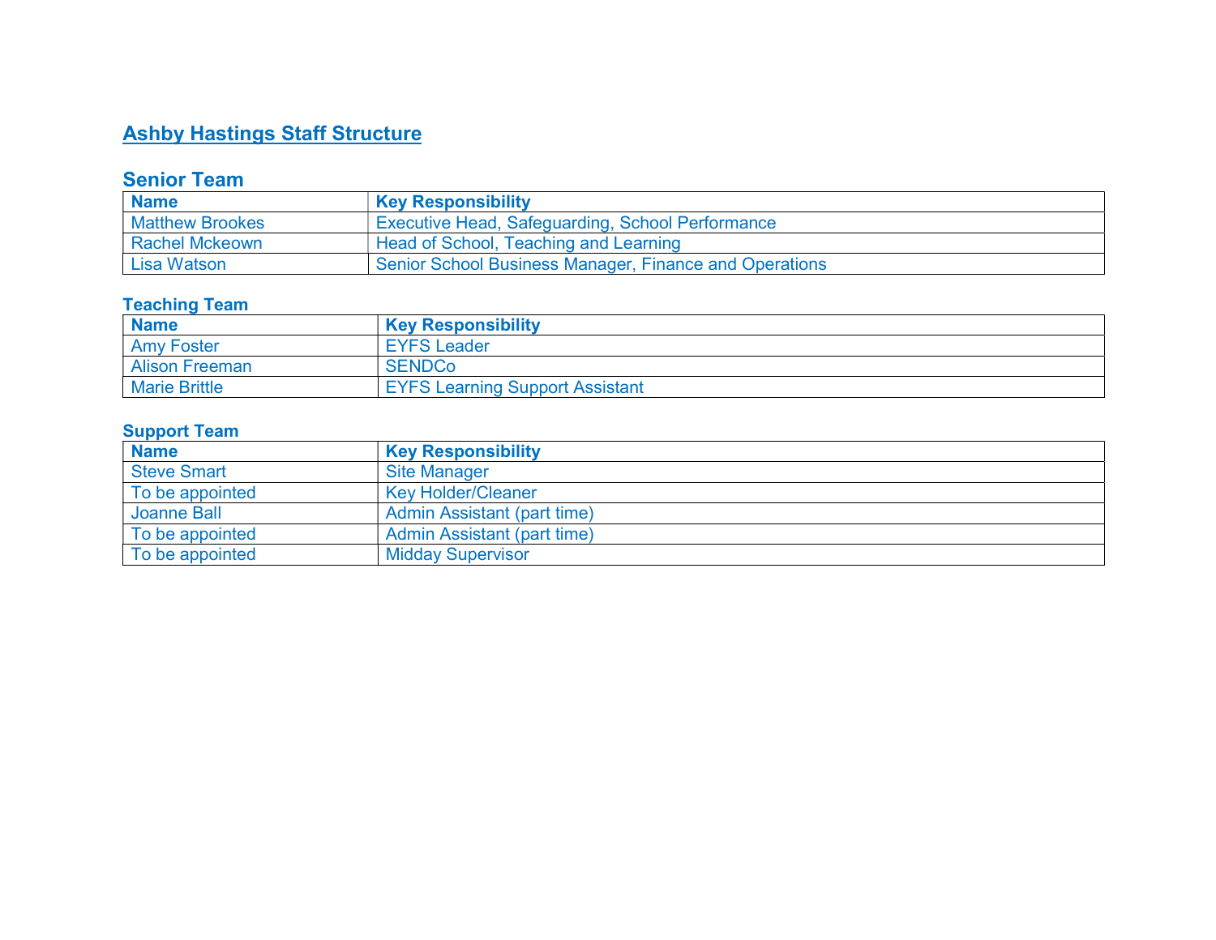# Ashby Hastings Staff Structure

## Senior Team

| Name | Key Responsibility |
|---|---|
| Matthew Brookes | Executive Head, Safeguarding, School Performance |
| Rachel Mckeown | Head of School, Teaching and Learning |
| Lisa Watson | Senior School Business Manager, Finance and Operations |

### Teaching Team

| Name | Key Responsibility |
|---|---|
| Amy Foster | EYFS Leader |
| Alison Freeman | SENDCo |
| Marie Brittle | EYFS Learning Support Assistant |

### Support Team

| Name | Key Responsibility |
|---|---|
| Steve Smart | Site Manager |
| To be appointed | Key Holder/Cleaner |
| Joanne Ball | Admin Assistant (part time) |
| To be appointed | Admin Assistant (part time) |
| To be appointed | Midday Supervisor |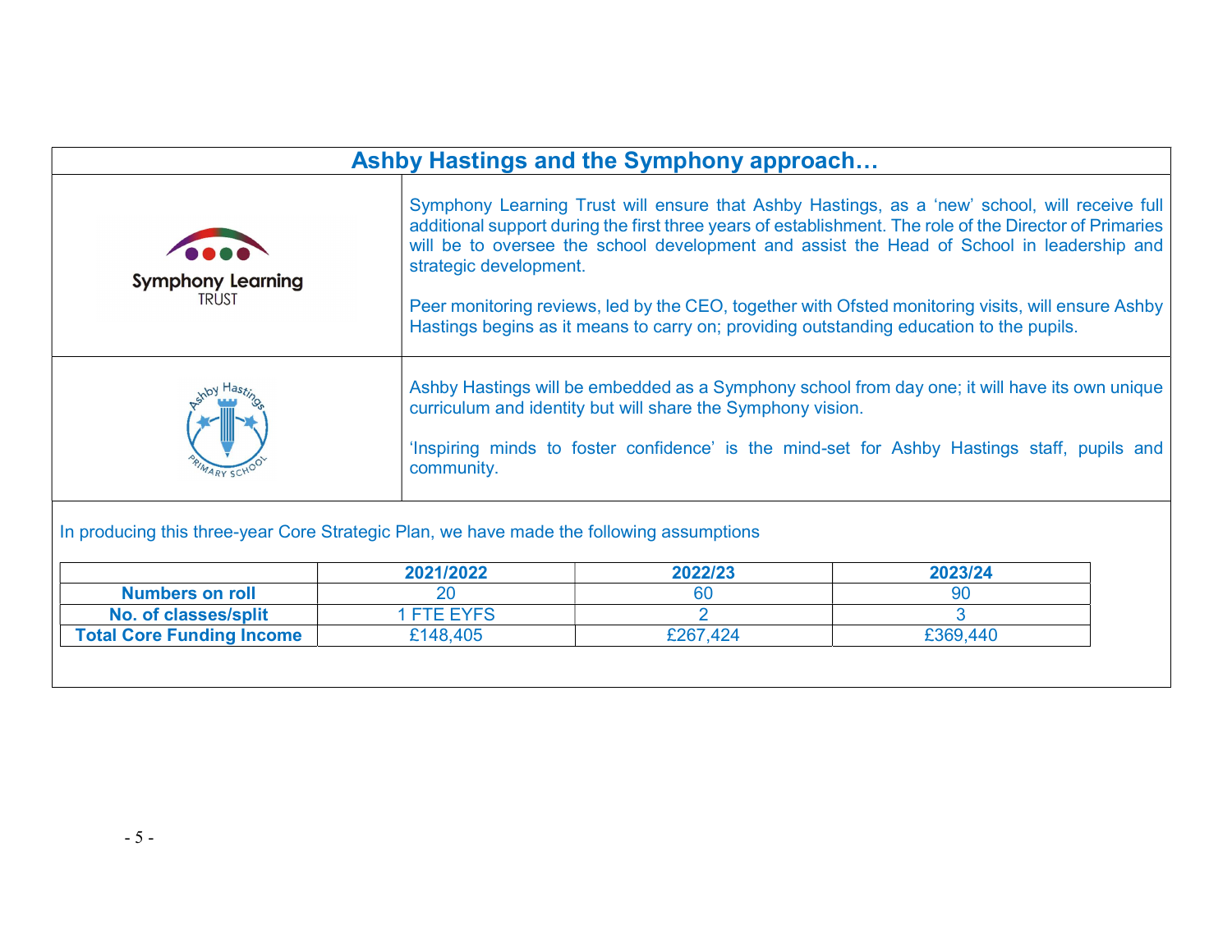## Ashby Hastings and the Symphony approach…

Symphony Learning Trust will ensure that Ashby Hastings, as a 'new' school, will receive full additional support during the first three years of establishment. The role of the Director of Primaries will be to oversee the school development and assist the Head of School in leadership and strategic development.

Peer monitoring reviews, led by the CEO, together with Ofsted monitoring visits, will ensure Ashby Hastings begins as it means to carry on; providing outstanding education to the pupils.

Ashby Hastings will be embedded as a Symphony school from day one; it will have its own unique curriculum and identity but will share the Symphony vision.

'Inspiring minds to foster confidence' is the mind-set for Ashby Hastings staff, pupils and community.

In producing this three-year Core Strategic Plan, we have made the following assumptions

| | 2021/2022 | 2022/23 | 2023/24 |
|---|---|---|---|
| **Numbers on roll** | 20 | 60 | 90 |
| **No. of classes/split** | 1 FTE EYFS | 2 | 3 |
| **Total Core Funding Income** | £148,405 | £267,424 | £369,440 |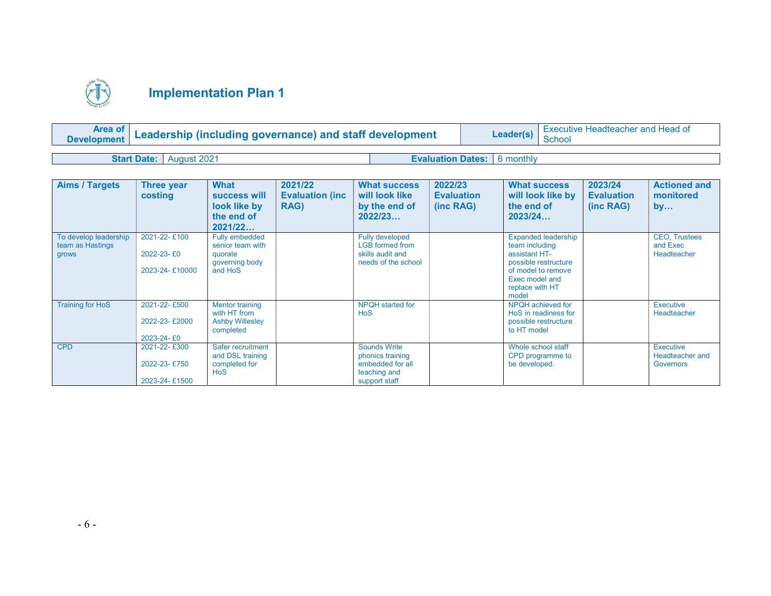# Implementation Plan 1

| Area of Development | Leadership (including governance) and staff development | Leader(s) | Executive Headteacher and Head of School |
|---|---|---|---|

| Start Date: | August 2021 | Evaluation Dates: | 6 monthly |
|---|---|---|---|

| Aims / Targets | Three year costing | What success will look like by the end of 2021/22… | 2021/22 Evaluation (inc RAG) | What success will look like by the end of 2022/23… | 2022/23 Evaluation (inc RAG) | What success will look like by the end of 2023/24… | 2023/24 Evaluation (inc RAG) | Actioned and monitored by… |
|---|---|---|---|---|---|---|---|---|
| To develop leadership team as Hastings grows | 2021-22- £100<br><br>2022-23- £0<br><br>2023-24- £10000 | Fully embedded senior team with quorate governing body and HoS | | Fully developed LGB formed from skills audit and needs of the school | | Expanded leadership team including assistant HT- possible restructure of model to remove Exec model and replace with HT model | | CEO, Trustees and Exec Headteacher |
| Training for HoS | 2021-22- £500<br><br>2022-23- £2000<br><br>2023-24- £0 | Mentor training with HT from Ashby Willesley completed | | NPQH started for HoS | | NPQH achieved for HoS in readiness for possible restructure to HT model | | Executive Headteacher |
| CPD | 2021-22- £300<br><br>2022-23- £750<br><br>2023-24- £1500 | Safer recruitment and DSL training completed for HoS | | Sounds Write phonics training embedded for all teaching and support staff | | Whole school staff CPD programme to be developed. | | Executive Headteacher and Governors |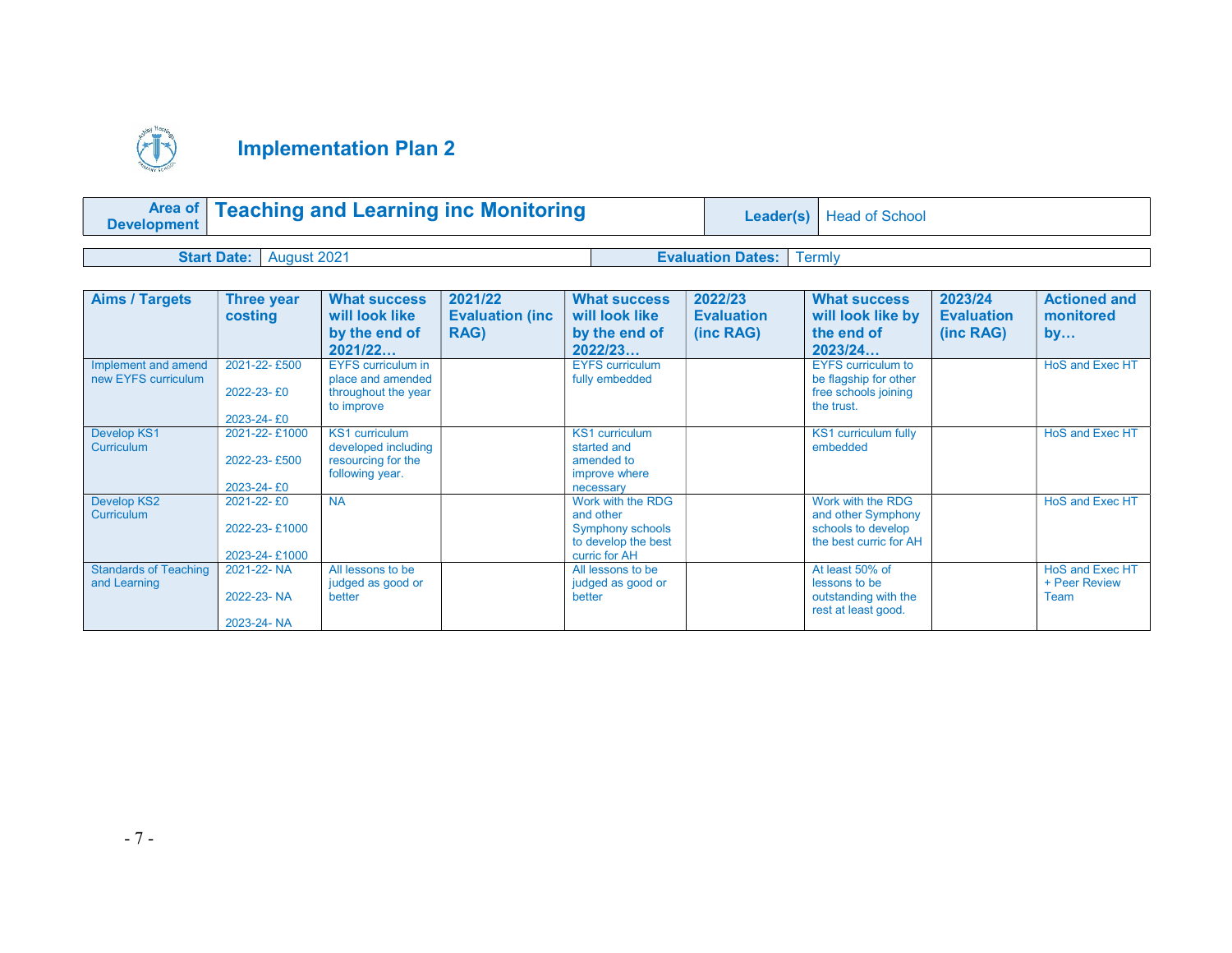# Implementation Plan 2

| Area of Development | Teaching and Learning inc Monitoring | Leader(s) | Head of School |
|---|---|---|---|

| Start Date: | August 2021 | Evaluation Dates: | Termly |
|---|---|---|---|

| Aims / Targets | Three year costing | What success will look like by the end of 2021/22… | 2021/22 Evaluation (inc RAG) | What success will look like by the end of 2022/23… | 2022/23 Evaluation (inc RAG) | What success will look like by the end of 2023/24… | 2023/24 Evaluation (inc RAG) | Actioned and monitored by… |
|---|---|---|---|---|---|---|---|---|
| Implement and amend new EYFS curriculum | 2021-22- £500<br><br>2022-23- £0<br><br>2023-24- £0 | EYFS curriculum in place and amended throughout the year to improve | | EYFS curriculum fully embedded | | EYFS curriculum to be flagship for other free schools joining the trust. | | HoS and Exec HT |
| Develop KS1 Curriculum | 2021-22- £1000<br><br>2022-23- £500<br><br>2023-24- £0 | KS1 curriculum developed including resourcing for the following year. | | KS1 curriculum started and amended to improve where necessary | | KS1 curriculum fully embedded | | HoS and Exec HT |
| Develop KS2 Curriculum | 2021-22- £0<br><br>2022-23- £1000<br><br>2023-24- £1000 | NA | | Work with the RDG and other Symphony schools to develop the best curric for AH | | Work with the RDG and other Symphony schools to develop the best curric for AH | | HoS and Exec HT |
| Standards of Teaching and Learning | 2021-22- NA<br><br>2022-23- NA<br><br>2023-24- NA | All lessons to be judged as good or better | | All lessons to be judged as good or better | | At least 50% of lessons to be outstanding with the rest at least good. | | HoS and Exec HT + Peer Review Team |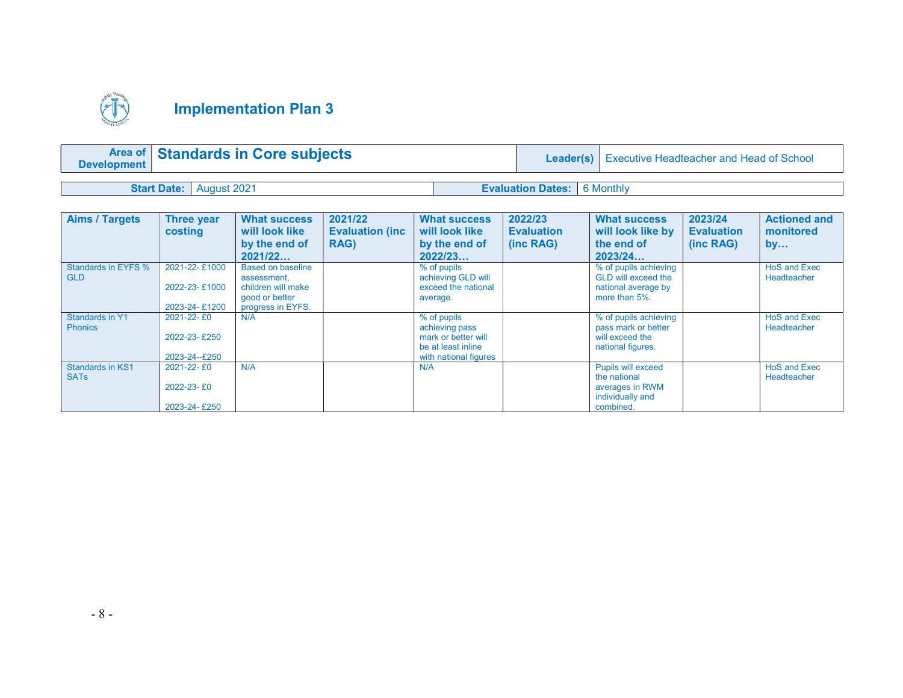# Implementation Plan 3

| Area of Development | Standards in Core subjects | Leader(s) | Executive Headteacher and Head of School |
|---|---|---|---|
| **Start Date:** | August 2021 | **Evaluation Dates:** | 6 Monthly |

| Aims / Targets | Three year costing | What success will look like by the end of 2021/22… | 2021/22 Evaluation (inc RAG) | What success will look like by the end of 2022/23… | 2022/23 Evaluation (inc RAG) | What success will look like by the end of 2023/24… | 2023/24 Evaluation (inc RAG) | Actioned and monitored by… |
|---|---|---|---|---|---|---|---|---|
| Standards in EYFS % GLD | 2021-22- £1000<br>2022-23- £1000<br>2023-24- £1200 | Based on baseline assessment, children will make good or better progress in EYFS. | | % of pupils achieving GLD will exceed the national average. | | % of pupils achieving GLD will exceed the national average by more than 5%. | | HoS and Exec Headteacher |
| Standards in Y1 Phonics | 2021-22- £0<br>2022-23- £250<br>2023-24--£250 | N/A | | % of pupils achieving pass mark or better will be at least inline with national figures | | % of pupils achieving pass mark or better will exceed the national figures. | | HoS and Exec Headteacher |
| Standards in KS1 SATs | 2021-22- £0<br>2022-23- £0<br>2023-24- £250 | N/A | | N/A | | Pupils will exceed the national averages in RWM individually and combined. | | HoS and Exec Headteacher |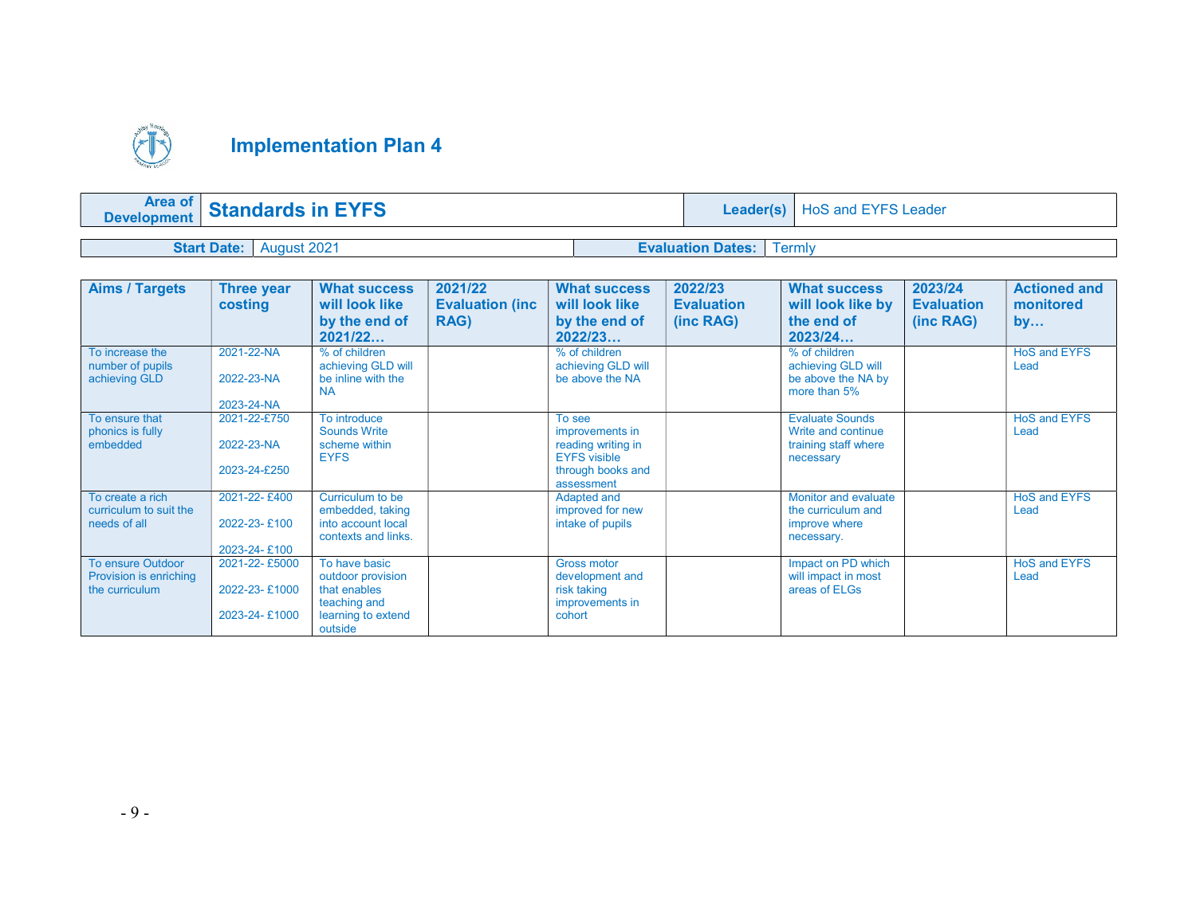# Implementation Plan 4

| **Area of Development** | **Standards in EYFS** | **Leader(s)** | HoS and EYFS Leader |
|---|---|---|---|

| **Start Date:** | August 2021 | **Evaluation Dates:** | Termly |
|---|---|---|---|

| Aims / Targets | Three year costing | What success will look like by the end of 2021/22… | 2021/22 Evaluation (inc RAG) | What success will look like by the end of 2022/23… | 2022/23 Evaluation (inc RAG) | What success will look like by the end of 2023/24… | 2023/24 Evaluation (inc RAG) | Actioned and monitored by… |
|---|---|---|---|---|---|---|---|---|
| To increase the number of pupils achieving GLD | 2021-22-NA<br>2022-23-NA<br>2023-24-NA | % of children achieving GLD will be inline with the NA | | % of children achieving GLD will be above the NA | | % of children achieving GLD will be above the NA by more than 5% | | HoS and EYFS Lead |
| To ensure that phonics is fully embedded | 2021-22-£750<br>2022-23-NA<br>2023-24-£250 | To introduce Sounds Write scheme within EYFS | | To see improvements in reading writing in EYFS visible through books and assessment | | Evaluate Sounds Write and continue training staff where necessary | | HoS and EYFS Lead |
| To create a rich curriculum to suit the needs of all | 2021-22- £400<br>2022-23- £100<br>2023-24- £100 | Curriculum to be embedded, taking into account local contexts and links. | | Adapted and improved for new intake of pupils | | Monitor and evaluate the curriculum and improve where necessary. | | HoS and EYFS Lead |
| To ensure Outdoor Provision is enriching the curriculum | 2021-22- £5000<br>2022-23- £1000<br>2023-24- £1000 | To have basic outdoor provision that enables teaching and learning to extend outside | | Gross motor development and risk taking improvements in cohort | | Impact on PD which will impact in most areas of ELGs | | HoS and EYFS Lead |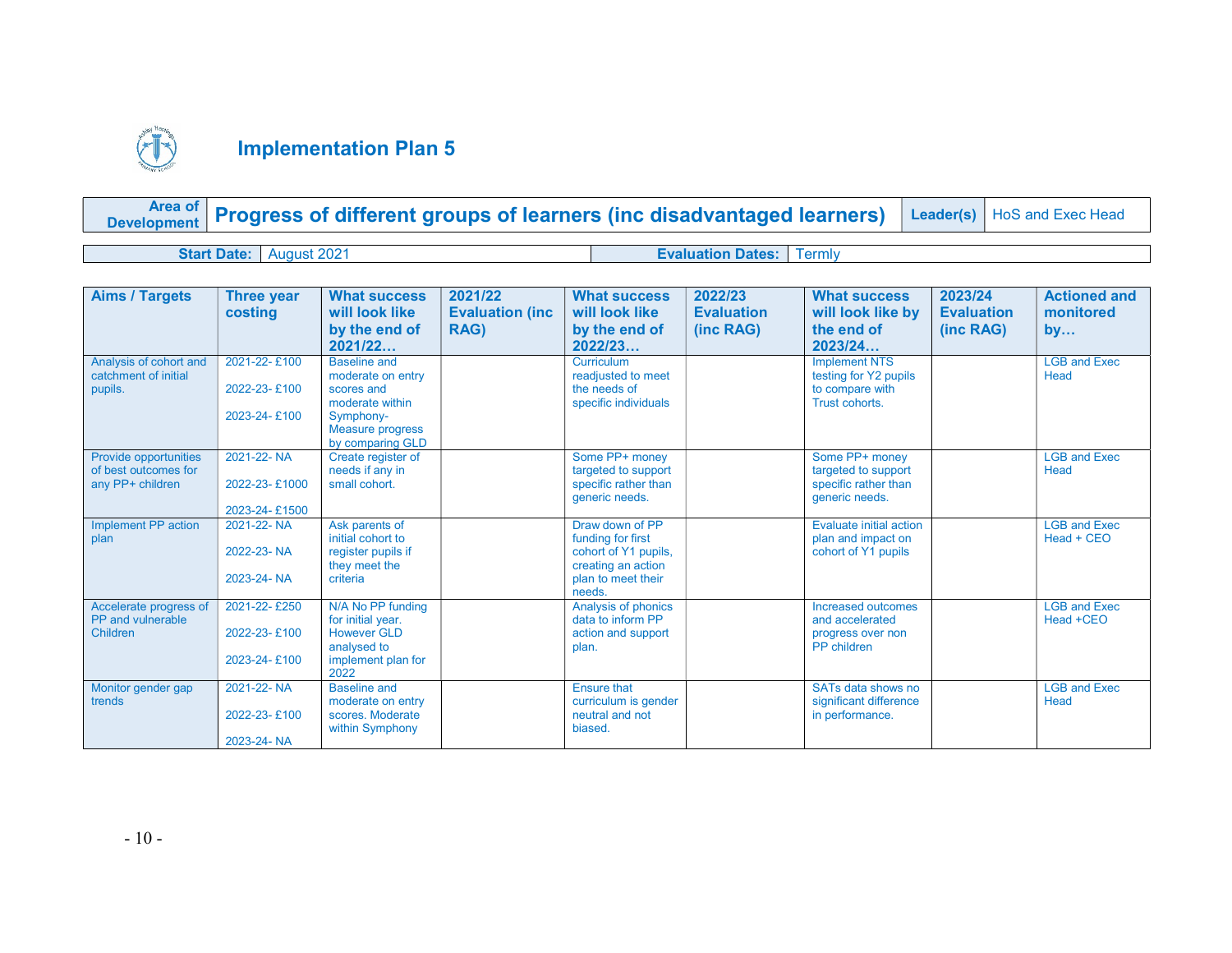# Implementation Plan 5

| **Area of Development** | **Progress of different groups of learners (inc disadvantaged learners)** | **Leader(s)** | HoS and Exec Head |
|---|---|---|---|

| **Start Date:** | August 2021 | **Evaluation Dates:** | Termly |
|---|---|---|---|

| **Aims / Targets** | **Three year costing** | **What success will look like by the end of 2021/22…** | **2021/22 Evaluation (inc RAG)** | **What success will look like by the end of 2022/23…** | **2022/23 Evaluation (inc RAG)** | **What success will look like by the end of 2023/24…** | **2023/24 Evaluation (inc RAG)** | **Actioned and monitored by…** |
|---|---|---|---|---|---|---|---|---|
| Analysis of cohort and catchment of initial pupils. | 2021-22- £100<br>2022-23- £100<br>2023-24- £100 | Baseline and moderate on entry scores and moderate within Symphony- Measure progress by comparing GLD | | Curriculum readjusted to meet the needs of specific individuals | | Implement NTS testing for Y2 pupils to compare with Trust cohorts. | | LGB and Exec Head |
| Provide opportunities of best outcomes for any PP+ children | 2021-22- NA<br>2022-23- £1000<br>2023-24- £1500 | Create register of needs if any in small cohort. | | Some PP+ money targeted to support specific rather than generic needs. | | Some PP+ money targeted to support specific rather than generic needs. | | LGB and Exec Head |
| Implement PP action plan | 2021-22- NA<br>2022-23- NA<br>2023-24- NA | Ask parents of initial cohort to register pupils if they meet the criteria | | Draw down of PP funding for first cohort of Y1 pupils, creating an action plan to meet their needs. | | Evaluate initial action plan and impact on cohort of Y1 pupils | | LGB and Exec Head + CEO |
| Accelerate progress of PP and vulnerable Children | 2021-22- £250<br>2022-23- £100<br>2023-24- £100 | N/A No PP funding for initial year. However GLD analysed to implement plan for 2022 | | Analysis of phonics data to inform PP action and support plan. | | Increased outcomes and accelerated progress over non PP children | | LGB and Exec Head +CEO |
| Monitor gender gap trends | 2021-22- NA<br>2022-23- £100<br>2023-24- NA | Baseline and moderate on entry scores. Moderate within Symphony | | Ensure that curriculum is gender neutral and not biased. | | SATs data shows no significant difference in performance. | | LGB and Exec Head |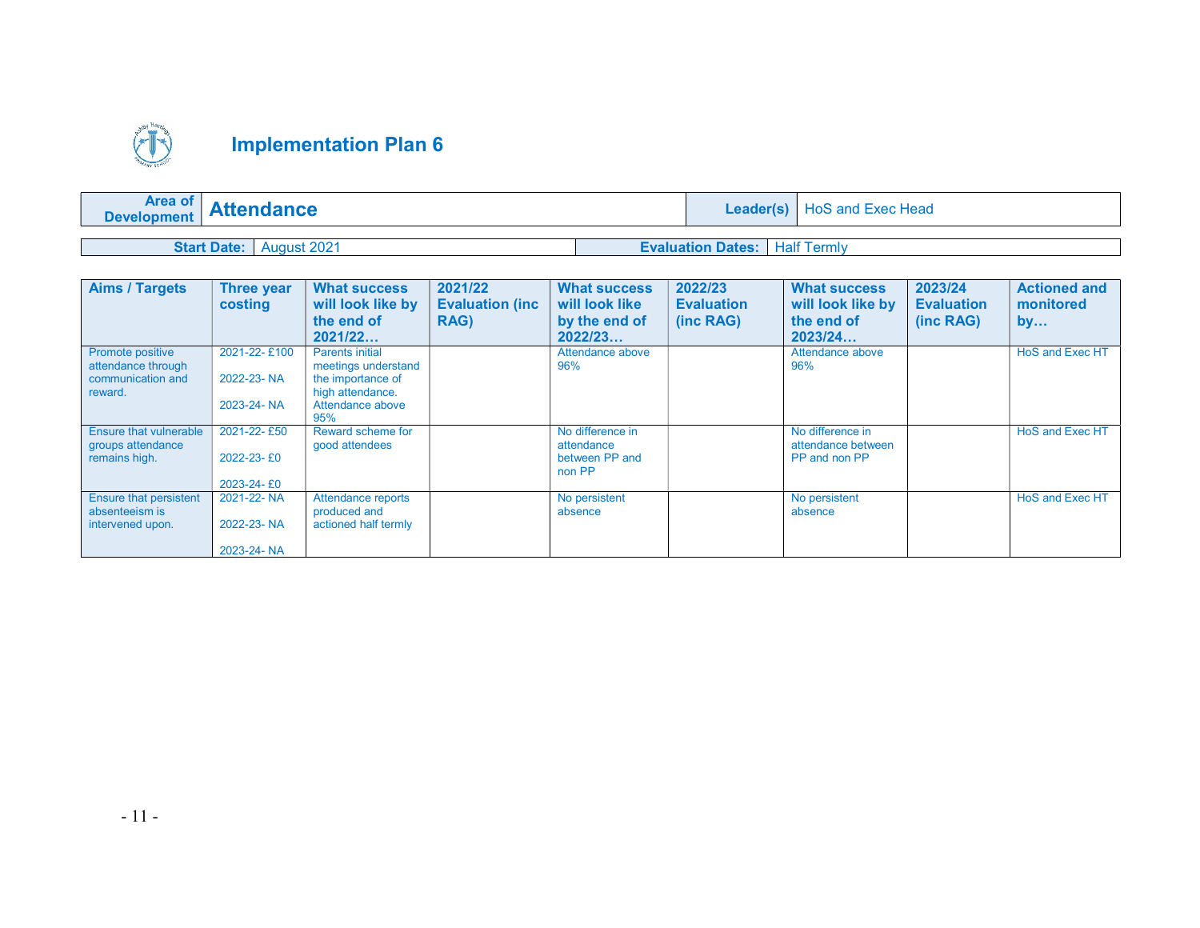# Implementation Plan 6

| Area of Development | Attendance | Leader(s) | HoS and Exec Head |
|---|---|---|---|

| Start Date: | August 2021 | Evaluation Dates: | Half Termly |
|---|---|---|---|

| Aims / Targets | Three year costing | What success will look like by the end of 2021/22… | 2021/22 Evaluation (inc RAG) | What success will look like by the end of 2022/23… | 2022/23 Evaluation (inc RAG) | What success will look like by the end of 2023/24… | 2023/24 Evaluation (inc RAG) | Actioned and monitored by… |
|---|---|---|---|---|---|---|---|---|
| Promote positive attendance through communication and reward. | 2021-22- £100<br>2022-23- NA<br>2023-24- NA | Parents initial meetings understand the importance of high attendance. Attendance above 95% | | Attendance above 96% | | Attendance above 96% | | HoS and Exec HT |
| Ensure that vulnerable groups attendance remains high. | 2021-22- £50<br>2022-23- £0<br>2023-24- £0 | Reward scheme for good attendees | | No difference in attendance between PP and non PP | | No difference in attendance between PP and non PP | | HoS and Exec HT |
| Ensure that persistent absenteeism is intervened upon. | 2021-22- NA<br>2022-23- NA<br>2023-24- NA | Attendance reports produced and actioned half termly | | No persistent absence | | No persistent absence | | HoS and Exec HT |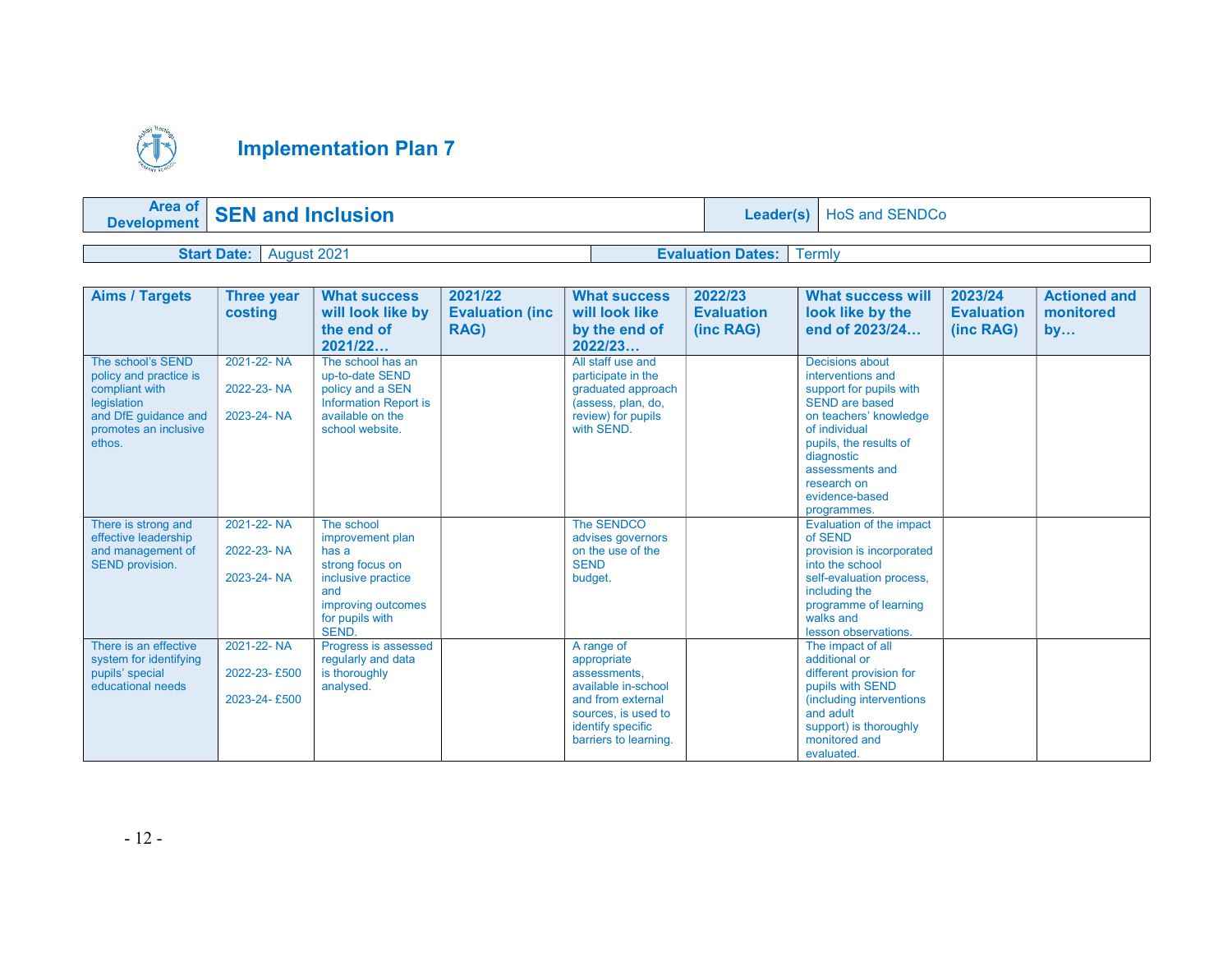# Implementation Plan 7

| Area of Development | SEN and Inclusion | Leader(s) | HoS and SENDCo |
|---|---|---|---|

| Start Date: | August 2021 | Evaluation Dates: | Termly |
|---|---|---|---|

| Aims / Targets | Three year costing | What success will look like by the end of 2021/22… | 2021/22 Evaluation (inc RAG) | What success will look like by the end of 2022/23… | 2022/23 Evaluation (inc RAG) | What success will look like by the end of 2023/24… | 2023/24 Evaluation (inc RAG) | Actioned and monitored by… |
|---|---|---|---|---|---|---|---|---|
| The school's SEND policy and practice is compliant with legislation and DfE guidance and promotes an inclusive ethos. | 2021-22- NA<br><br>2022-23- NA<br><br>2023-24- NA | The school has an up-to-date SEND policy and a SEN Information Report is available on the school website. | | All staff use and participate in the graduated approach (assess, plan, do, review) for pupils with SEND. | | Decisions about interventions and support for pupils with SEND are based on teachers' knowledge of individual pupils, the results of diagnostic assessments and research on evidence-based programmes. | | |
| There is strong and effective leadership and management of SEND provision. | 2021-22- NA<br><br>2022-23- NA<br><br>2023-24- NA | The school improvement plan has a strong focus on inclusive practice and improving outcomes for pupils with SEND. | | The SENDCO advises governors on the use of the SEND budget. | | Evaluation of the impact of SEND provision is incorporated into the school self-evaluation process, including the programme of learning walks and lesson observations. | | |
| There is an effective system for identifying pupils' special educational needs | 2021-22- NA<br><br>2022-23- £500<br><br>2023-24- £500 | Progress is assessed regularly and data is thoroughly analysed. | | A range of appropriate assessments, available in-school and from external sources, is used to identify specific barriers to learning. | | The impact of all additional or different provision for pupils with SEND (including interventions and adult support) is thoroughly monitored and evaluated. | | |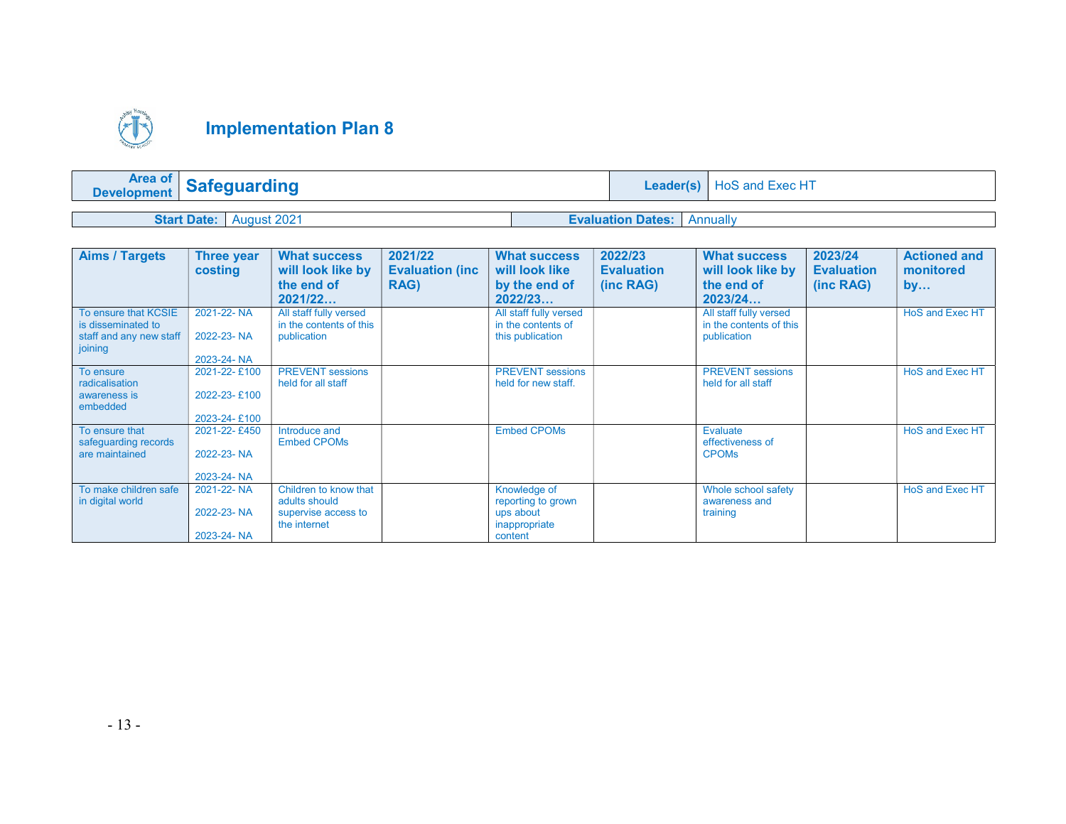# Implementation Plan 8

| **Area of Development** | **Safeguarding** | **Leader(s)** | HoS and Exec HT |
|---|---|---|---|

| **Start Date:** | August 2021 | **Evaluation Dates:** | Annually |
|---|---|---|---|

| Aims / Targets | Three year costing | What success will look like by the end of 2021/22… | 2021/22 Evaluation (inc RAG) | What success will look like by the end of 2022/23… | 2022/23 Evaluation (inc RAG) | What success will look like by the end of 2023/24… | 2023/24 Evaluation (inc RAG) | Actioned and monitored by… |
|---|---|---|---|---|---|---|---|---|
| To ensure that KCSIE is disseminated to staff and any new staff joining | 2021-22- NA<br><br>2022-23- NA<br><br>2023-24- NA | All staff fully versed in the contents of this publication | | All staff fully versed in the contents of this publication | | All staff fully versed in the contents of this publication | | HoS and Exec HT |
| To ensure radicalisation awareness is embedded | 2021-22- £100<br><br>2022-23- £100<br><br>2023-24- £100 | PREVENT sessions held for all staff | | PREVENT sessions held for new staff. | | PREVENT sessions held for all staff | | HoS and Exec HT |
| To ensure that safeguarding records are maintained | 2021-22- £450<br><br>2022-23- NA<br><br>2023-24- NA | Introduce and Embed CPOMs | | Embed CPOMs | | Evaluate effectiveness of CPOMs | | HoS and Exec HT |
| To make children safe in digital world | 2021-22- NA<br><br>2022-23- NA<br><br>2023-24- NA | Children to know that adults should supervise access to the internet | | Knowledge of reporting to grown ups about inappropriate content | | Whole school safety awareness and training | | HoS and Exec HT |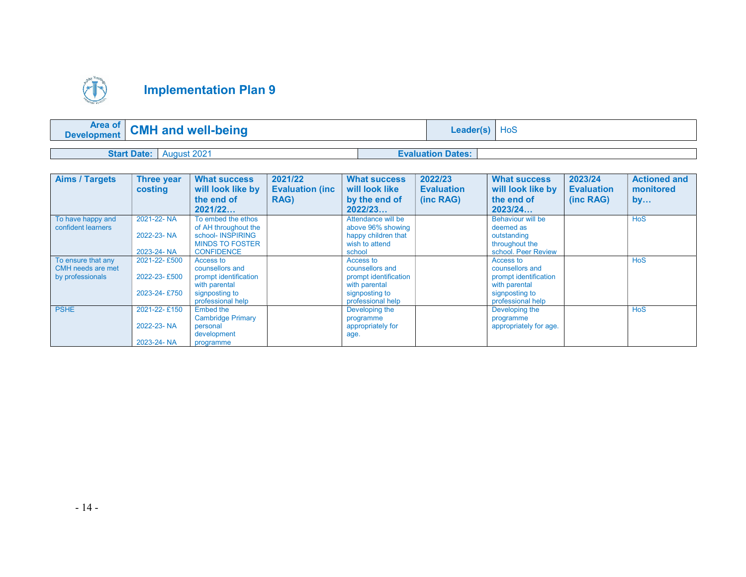# Implementation Plan 9

| Area of Development | CMH and well-being | Leader(s) | HoS |
|---|---|---|---|

| Start Date: | August 2021 | Evaluation Dates: | |
|---|---|---|---|

| Aims / Targets | Three year costing | What success will look like by the end of 2021/22… | 2021/22 Evaluation (inc RAG) | What success will look like by the end of 2022/23… | 2022/23 Evaluation (inc RAG) | What success will look like by the end of 2023/24… | 2023/24 Evaluation (inc RAG) | Actioned and monitored by… |
|---|---|---|---|---|---|---|---|---|
| To have happy and confident learners | 2021-22- NA<br><br>2022-23- NA<br><br>2023-24- NA | To embed the ethos of AH throughout the school- INSPIRING MINDS TO FOSTER CONFIDENCE | | Attendance will be above 96% showing happy children that wish to attend school | | Behaviour will be deemed as outstanding throughout the school. Peer Review | | HoS |
| To ensure that any CMH needs are met by professionals | 2021-22- £500<br><br>2022-23- £500<br><br>2023-24- £750 | Access to counsellors and prompt identification with parental signposting to professional help | | Access to counsellors and prompt identification with parental signposting to professional help | | Access to counsellors and prompt identification with parental signposting to professional help | | HoS |
| PSHE | 2021-22- £150<br><br>2022-23- NA<br><br>2023-24- NA | Embed the Cambridge Primary personal development programme | | Developing the programme appropriately for age. | | Developing the programme appropriately for age. | | HoS |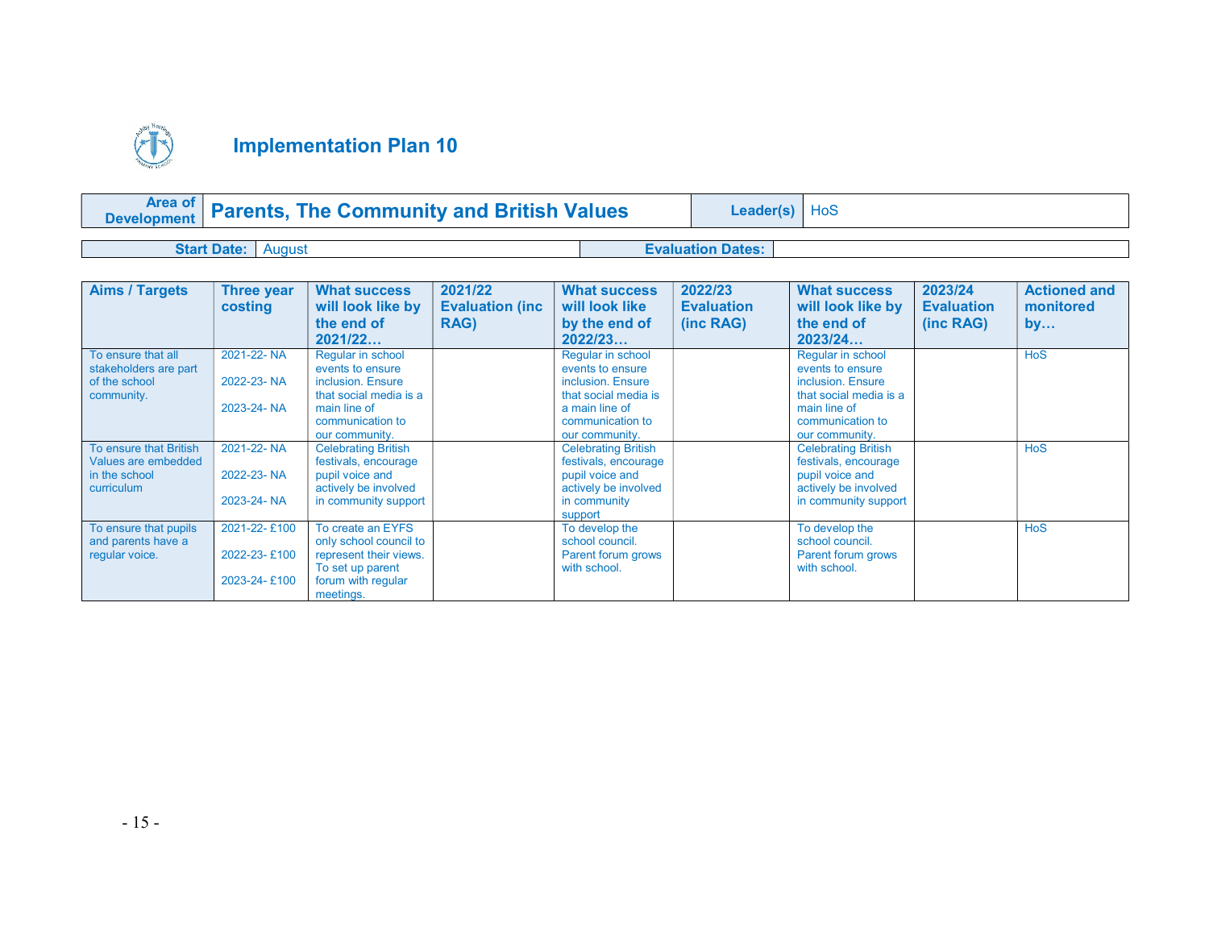# Implementation Plan 10

| Area of Development | Parents, The Community and British Values | Leader(s) | HoS |
|---|---|---|---|
| Start Date: | August | Evaluation Dates: | |

| Aims / Targets | Three year costing | What success will look like by the end of 2021/22… | 2021/22 Evaluation (inc RAG) | What success will look like by the end of 2022/23… | 2022/23 Evaluation (inc RAG) | What success will look like by the end of 2023/24… | 2023/24 Evaluation (inc RAG) | Actioned and monitored by… |
|---|---|---|---|---|---|---|---|---|
| To ensure that all stakeholders are part of the school community. | 2021-22- NA<br><br>2022-23- NA<br><br>2023-24- NA | Regular in school events to ensure inclusion. Ensure that social media is a main line of communication to our community. | | Regular in school events to ensure inclusion. Ensure that social media is a main line of communication to our community. | | Regular in school events to ensure inclusion. Ensure that social media is a main line of communication to our community. | | HoS |
| To ensure that British Values are embedded in the school curriculum | 2021-22- NA<br><br>2022-23- NA<br><br>2023-24- NA | Celebrating British festivals, encourage pupil voice and actively be involved in community support | | Celebrating British festivals, encourage pupil voice and actively be involved in community support | | Celebrating British festivals, encourage pupil voice and actively be involved in community support | | HoS |
| To ensure that pupils and parents have a regular voice. | 2021-22- £100<br><br>2022-23- £100<br><br>2023-24- £100 | To create an EYFS only school council to represent their views. To set up parent forum with regular meetings. | | To develop the school council. Parent forum grows with school. | | To develop the school council. Parent forum grows with school. | | HoS |